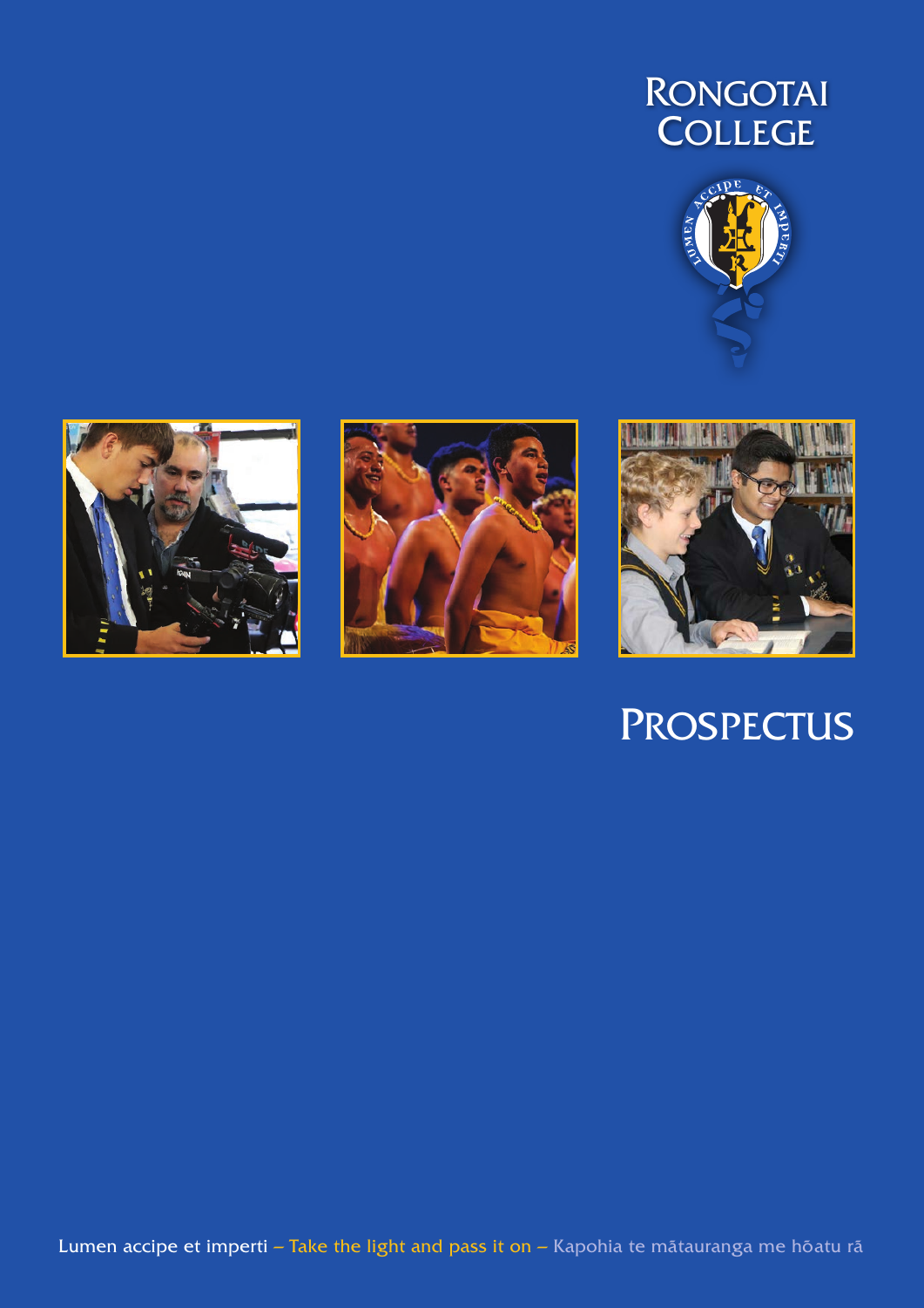# Rongotai College

# Prospectus

Lumen accipe et imperti – Take the light and pass it on – Kapohia te mātauranga me hōatu rā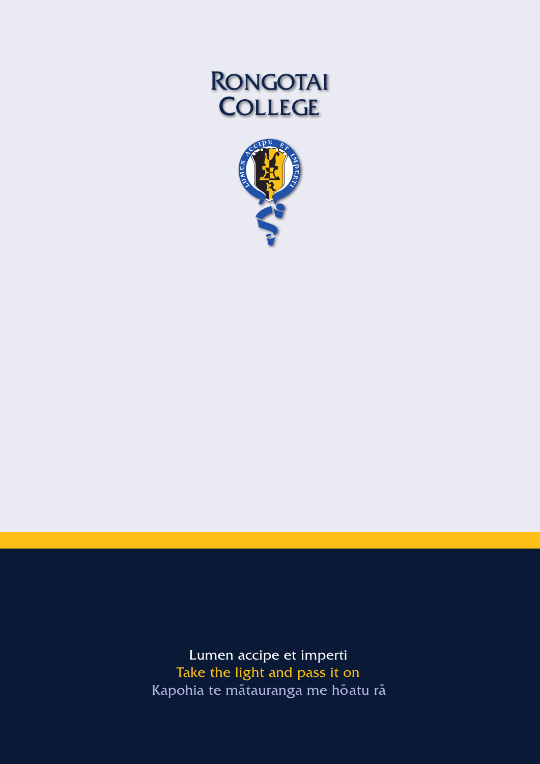# RONGOTAI COLLEGE

Lumen accipe et imperti

Take the light and pass it on

Kapohia te mātauranga me hōatu rā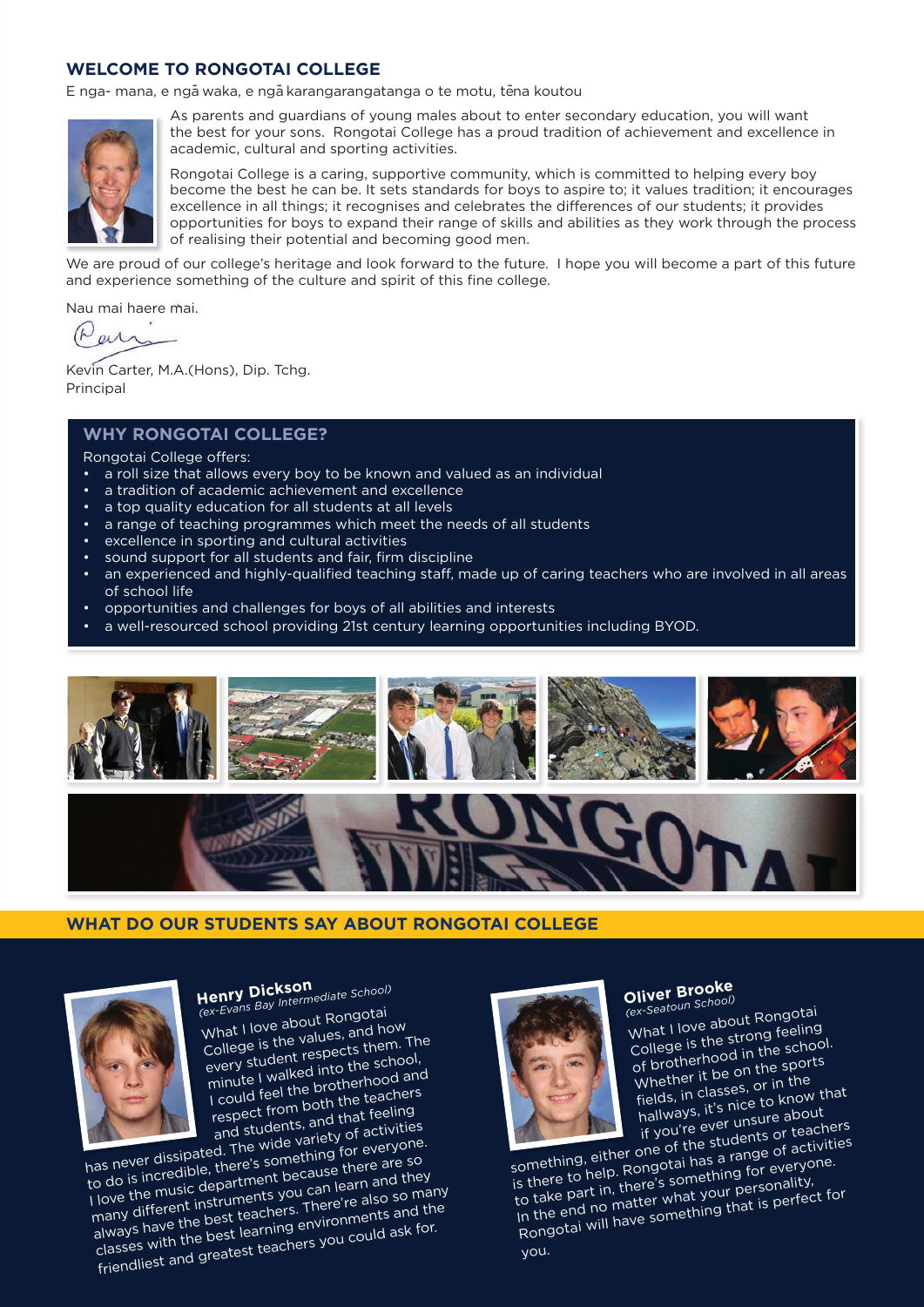## WELCOME TO RONGOTAI COLLEGE

E nga- mana, e ngā waka, e ngā karangarangatanga o te motu, tēna koutou

As parents and guardians of young males about to enter secondary education, you will want the best for your sons. Rongotai College has a proud tradition of achievement and excellence in academic, cultural and sporting activities.

Rongotai College is a caring, supportive community, which is committed to helping every boy become the best he can be. It sets standards for boys to aspire to; it values tradition; it encourages excellence in all things; it recognises and celebrates the differences of our students; it provides opportunities for boys to expand their range of skills and abilities as they work through the process of realising their potential and becoming good men.

We are proud of our college's heritage and look forward to the future. I hope you will become a part of this future and experience something of the culture and spirit of this fine college.

Nau mai haere mai.

Kevin Carter, M.A.(Hons), Dip. Tchg.
Principal

## WHY RONGOTAI COLLEGE?

Rongotai College offers:

- a roll size that allows every boy to be known and valued as an individual
- a tradition of academic achievement and excellence
- a top quality education for all students at all levels
- a range of teaching programmes which meet the needs of all students
- excellence in sporting and cultural activities
- sound support for all students and fair, firm discipline
- an experienced and highly-qualified teaching staff, made up of caring teachers who are involved in all areas of school life
- opportunities and challenges for boys of all abilities and interests
- a well-resourced school providing 21st century learning opportunities including BYOD.

## WHAT DO OUR STUDENTS SAY ABOUT RONGOTAI COLLEGE

### Henry Dickson
*(ex-Evans Bay Intermediate School)*

What I love about Rongotai College is the values, and how every student respects them. The minute I walked into the school, I could feel the brotherhood and respect from both the teachers and students, and that feeling has never dissipated. The wide variety of activities to do is incredible, there's something for everyone. I love the music department because there are so many different instruments you can learn and they always have the best teachers. There're also so many classes with the best learning environments and the friendliest and greatest teachers you could ask for.

### Oliver Brooke
*(ex-Seatoun School)*

What I love about Rongotai College is the strong feeling of brotherhood in the school. Whether it be on the sports fields, in classes, or in the hallways, it's nice to know that if you're ever unsure about something, either one of the students or teachers is there to help. Rongotai has a range of activities to take part in, there's something for everyone. In the end no matter what your personality, Rongotai will have something that is perfect for you.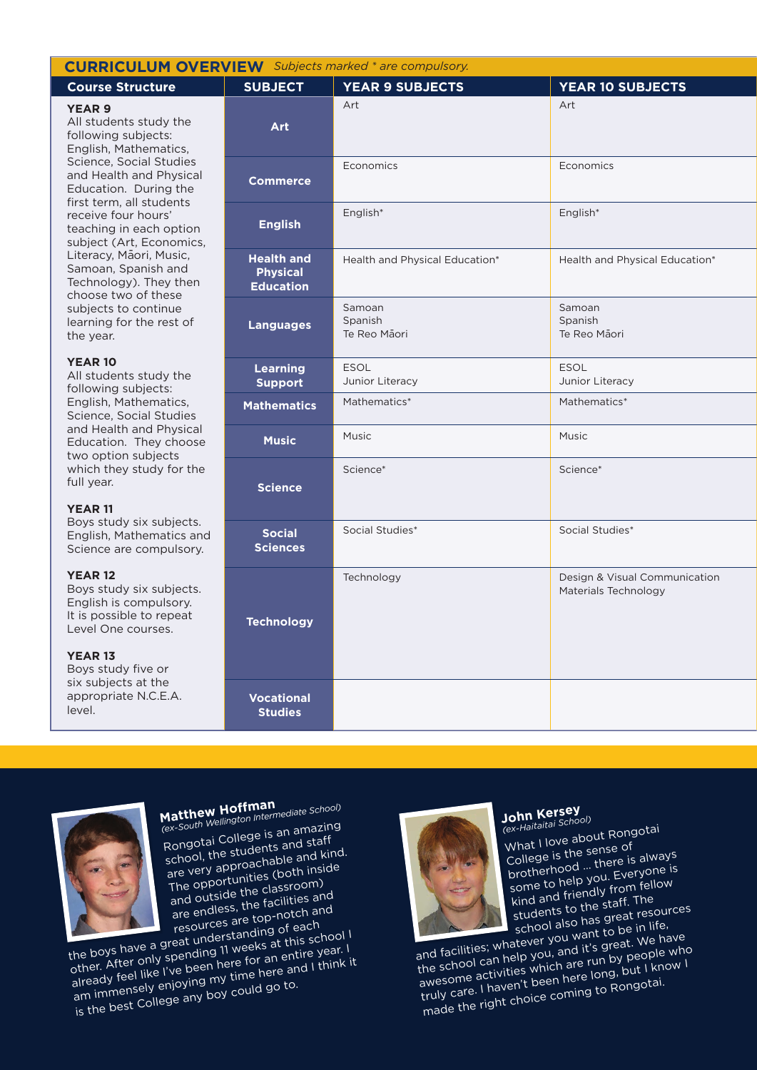## CURRICULUM OVERVIEW *Subjects marked * are compulsory.*

| Course Structure | SUBJECT | YEAR 9 SUBJECTS | YEAR 10 SUBJECTS |
|---|---|---|---|
| **YEAR 9**<br>All students study the following subjects: English, Mathematics, Science, Social Studies and Health and Physical Education. During the first term, all students receive four hours' teaching in each option subject (Art, Economics, Literacy, Māori, Music, Samoan, Spanish and Technology). They then choose two of these subjects to continue learning for the rest of the year. | **Art** | Art | Art |
| | **Commerce** | Economics | Economics |
| | **English** | English* | English* |
| | **Health and Physical Education** | Health and Physical Education* | Health and Physical Education* |
| | **Languages** | Samoan<br>Spanish<br>Te Reo Māori | Samoan<br>Spanish<br>Te Reo Māori |
| **YEAR 10**<br>All students study the following subjects: English, Mathematics, Science, Social Studies and Health and Physical Education. They choose two option subjects which they study for the full year. | **Learning Support** | ESOL<br>Junior Literacy | ESOL<br>Junior Literacy |
| | **Mathematics** | Mathematics* | Mathematics* |
| | **Music** | Music | Music |
| | **Science** | Science* | Science* |
| **YEAR 11**<br>Boys study six subjects. English, Mathematics and Science are compulsory. | **Social Sciences** | Social Studies* | Social Studies* |
| **YEAR 12**<br>Boys study six subjects. English is compulsory. It is possible to repeat Level One courses. | **Technology** | Technology | Design & Visual Communication<br>Materials Technology |
| **YEAR 13**<br>Boys study five or six subjects at the appropriate N.C.E.A. level. | **Vocational Studies** | | |

**Matthew Hoffman**
*(ex-South Wellington Intermediate School)*

Rongotai College is an amazing school, the students and staff are very approachable and kind. The opportunities (both inside and outside the classroom) are endless, the facilities and resources are top-notch and the boys have a great understanding of each other. After only spending 11 weeks at this school I already feel like I've been here for an entire year. I am immensely enjoying my time here and I think it is the best College any boy could go to.

**John Kersey**
*(ex-Haitaitai School)*

What I love about Rongotai College is the sense of brotherhood ... there is always some to help you. Everyone is kind and friendly from fellow students to the staff. The school also has great resources and facilities; whatever you want to be in life, the school can help you, and it's great. We have awesome activities which are run by people who truly care. I haven't been here long, but I know I made the right choice coming to Rongotai.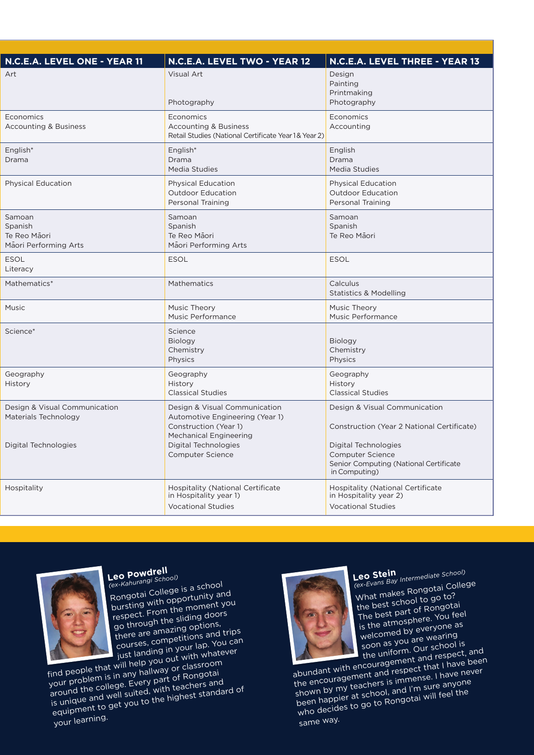| N.C.E.A. LEVEL ONE - YEAR 11 | N.C.E.A. LEVEL TWO - YEAR 12 | N.C.E.A. LEVEL THREE - YEAR 13 |
|---|---|---|
| Art | Visual Art<br><br>Photography | Design<br>Painting<br>Printmaking<br>Photography |
| Economics<br>Accounting & Business | Economics<br>Accounting & Business<br>Retail Studies (National Certificate Year 1 & Year 2) | Economics<br>Accounting |
| English*<br>Drama | English*<br>Drama<br>Media Studies | English<br>Drama<br>Media Studies |
| Physical Education | Physical Education<br>Outdoor Education<br>Personal Training | Physical Education<br>Outdoor Education<br>Personal Training |
| Samoan<br>Spanish<br>Te Reo Māori<br>Māori Performing Arts | Samoan<br>Spanish<br>Te Reo Māori<br>Māori Performing Arts | Samoan<br>Spanish<br>Te Reo Māori |
| ESOL<br>Literacy | ESOL | ESOL |
| Mathematics* | Mathematics | Calculus<br>Statistics & Modelling |
| Music | Music Theory<br>Music Performance | Music Theory<br>Music Performance |
| Science* | Science<br>Biology<br>Chemistry<br>Physics | Biology<br>Chemistry<br>Physics |
| Geography<br>History | Geography<br>History<br>Classical Studies | Geography<br>History<br>Classical Studies |
| Design & Visual Communication<br>Materials Technology<br><br>Digital Technologies | Design & Visual Communication<br>Automotive Engineering (Year 1)<br>Construction (Year 1)<br>Mechanical Engineering<br>Digital Technologies<br>Computer Science | Design & Visual Communication<br><br>Construction (Year 2 National Certificate)<br><br>Digital Technologies<br>Computer Science<br>Senior Computing (National Certificate in Computing) |
| Hospitality | Hospitality (National Certificate in Hospitality year 1)<br>Vocational Studies | Hospitality (National Certificate in Hospitality year 2)<br>Vocational Studies |

**Leo Powdrell**
*(ex-Kahurangi School)*

Rongotai College is a school bursting with opportunity and respect. From the moment you go through the sliding doors there are amazing options, courses, competitions and trips just landing in your lap. You can find people that will help you out with whatever your problem is in any hallway or classroom around the college. Every part of Rongotai is unique and well suited, with teachers and equipment to get you to the highest standard of your learning.

**Leo Stein**
*(ex-Evans Bay Intermediate School)*

What makes Rongotai College the best school to go to? The best part of Rongotai is the atmosphere. You feel welcomed by everyone as soon as you are wearing the uniform. Our school is abundant with encouragement and respect, and the encouragement and respect that I have been shown by my teachers is immense. I have never been happier at school, and I'm sure anyone who decides to go to Rongotai will feel the same way.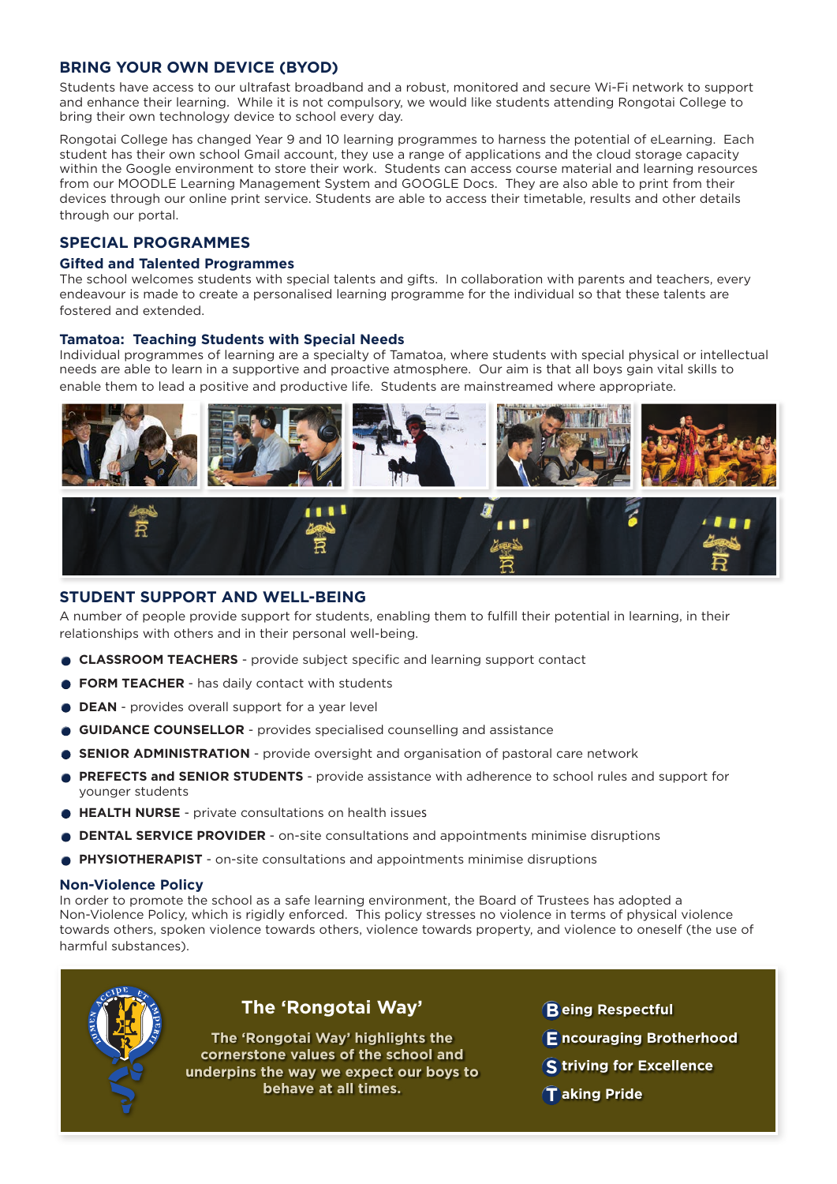## BRING YOUR OWN DEVICE (BYOD)

Students have access to our ultrafast broadband and a robust, monitored and secure Wi-Fi network to support and enhance their learning. While it is not compulsory, we would like students attending Rongotai College to bring their own technology device to school every day.

Rongotai College has changed Year 9 and 10 learning programmes to harness the potential of eLearning. Each student has their own school Gmail account, they use a range of applications and the cloud storage capacity within the Google environment to store their work. Students can access course material and learning resources from our MOODLE Learning Management System and GOOGLE Docs. They are also able to print from their devices through our online print service. Students are able to access their timetable, results and other details through our portal.

## SPECIAL PROGRAMMES

### Gifted and Talented Programmes

The school welcomes students with special talents and gifts. In collaboration with parents and teachers, every endeavour is made to create a personalised learning programme for the individual so that these talents are fostered and extended.

### Tamatoa: Teaching Students with Special Needs

Individual programmes of learning are a specialty of Tamatoa, where students with special physical or intellectual needs are able to learn in a supportive and proactive atmosphere. Our aim is that all boys gain vital skills to enable them to lead a positive and productive life. Students are mainstreamed where appropriate.

## STUDENT SUPPORT AND WELL-BEING

A number of people provide support for students, enabling them to fulfill their potential in learning, in their relationships with others and in their personal well-being.

- **CLASSROOM TEACHERS** - provide subject specific and learning support contact
- **FORM TEACHER** - has daily contact with students
- **DEAN** - provides overall support for a year level
- **GUIDANCE COUNSELLOR** - provides specialised counselling and assistance
- **SENIOR ADMINISTRATION** - provide oversight and organisation of pastoral care network
- **PREFECTS and SENIOR STUDENTS** - provide assistance with adherence to school rules and support for younger students
- **HEALTH NURSE** - private consultations on health issues
- **DENTAL SERVICE PROVIDER** - on-site consultations and appointments minimise disruptions
- **PHYSIOTHERAPIST** - on-site consultations and appointments minimise disruptions

### Non-Violence Policy

In order to promote the school as a safe learning environment, the Board of Trustees has adopted a Non-Violence Policy, which is rigidly enforced. This policy stresses no violence in terms of physical violence towards others, spoken violence towards others, violence towards property, and violence to oneself (the use of harmful substances).

### The 'Rongotai Way'

The 'Rongotai Way' highlights the cornerstone values of the school and underpins the way we expect our boys to behave at all times.

- **B**eing Respectful
- **E**ncouraging Brotherhood
- **S**triving for Excellence
- **T**aking Pride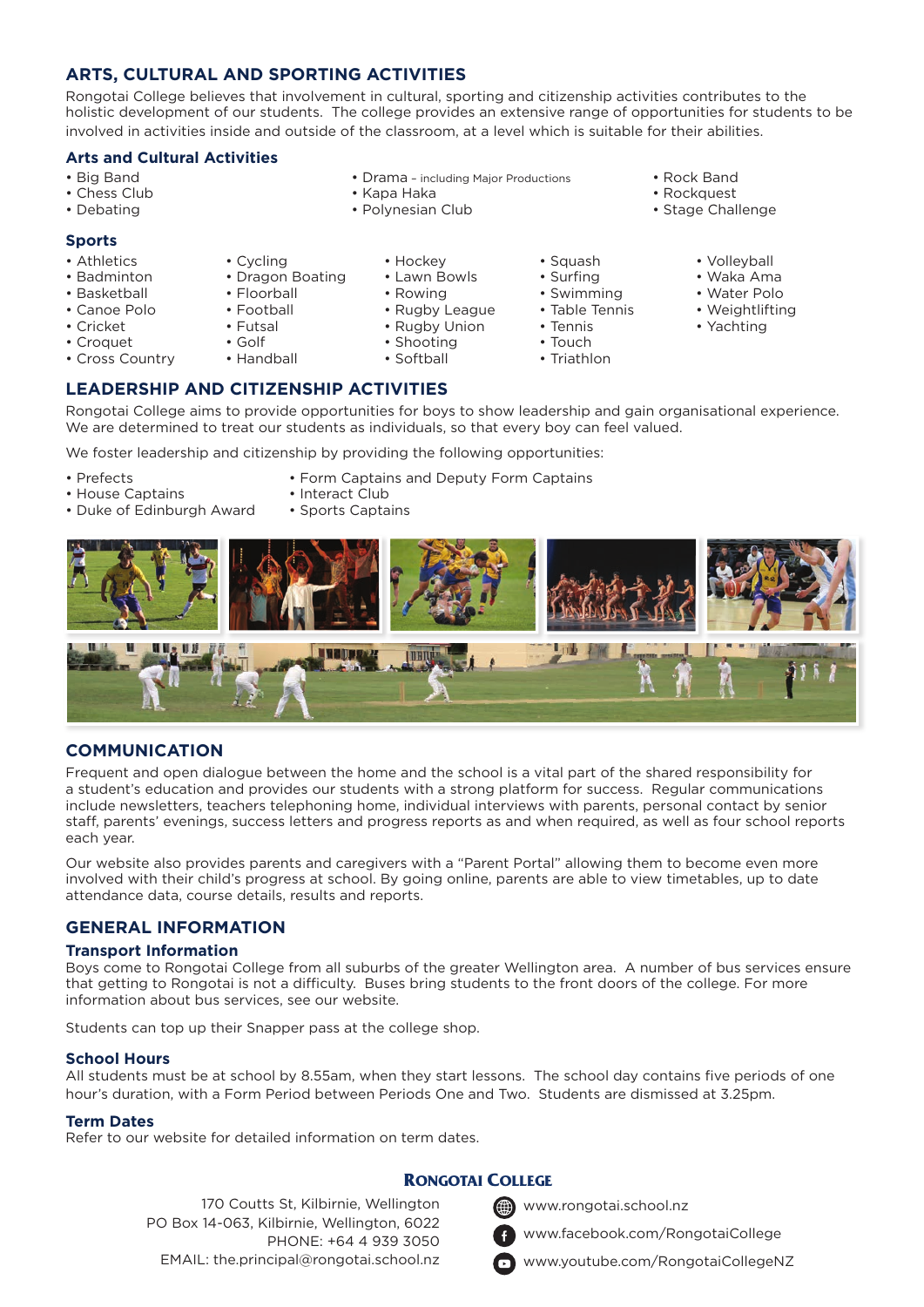## ARTS, CULTURAL AND SPORTING ACTIVITIES

Rongotai College believes that involvement in cultural, sporting and citizenship activities contributes to the holistic development of our students. The college provides an extensive range of opportunities for students to be involved in activities inside and outside of the classroom, at a level which is suitable for their abilities.

### Arts and Cultural Activities

- Big Band
- Chess Club
- Debating
- Drama – including Major Productions
- Kapa Haka
- Polynesian Club
- Rock Band
- Rockquest
- Stage Challenge

### Sports

- Athletics
- Badminton
- Basketball
- Canoe Polo
- Cricket
- Croquet
- Cross Country
- Cycling
- Dragon Boating
- Floorball
- Football
- Futsal
- Golf
- Handball
- Hockey
- Lawn Bowls
- Rowing
- Rugby League
- Rugby Union
- Shooting
- Softball
- Squash
- Surfing
- Swimming
- Table Tennis
- Tennis
- Touch
- Triathlon
- Volleyball
- Waka Ama
- Water Polo
- Weightlifting
- Yachting

## LEADERSHIP AND CITIZENSHIP ACTIVITIES

Rongotai College aims to provide opportunities for boys to show leadership and gain organisational experience. We are determined to treat our students as individuals, so that every boy can feel valued.

We foster leadership and citizenship by providing the following opportunities:

- Prefects
- House Captains
- Duke of Edinburgh Award
- Form Captains and Deputy Form Captains
- Interact Club
- Sports Captains

## COMMUNICATION

Frequent and open dialogue between the home and the school is a vital part of the shared responsibility for a student's education and provides our students with a strong platform for success. Regular communications include newsletters, teachers telephoning home, individual interviews with parents, personal contact by senior staff, parents' evenings, success letters and progress reports as and when required, as well as four school reports each year.

Our website also provides parents and caregivers with a "Parent Portal" allowing them to become even more involved with their child's progress at school. By going online, parents are able to view timetables, up to date attendance data, course details, results and reports.

## GENERAL INFORMATION

### Transport Information

Boys come to Rongotai College from all suburbs of the greater Wellington area. A number of bus services ensure that getting to Rongotai is not a difficulty. Buses bring students to the front doors of the college. For more information about bus services, see our website.

Students can top up their Snapper pass at the college shop.

### School Hours

All students must be at school by 8.55am, when they start lessons. The school day contains five periods of one hour's duration, with a Form Period between Periods One and Two. Students are dismissed at 3.25pm.

### Term Dates

Refer to our website for detailed information on term dates.

**RONGOTAI COLLEGE**

170 Coutts St, Kilbirnie, Wellington
PO Box 14-063, Kilbirnie, Wellington, 6022
PHONE: +64 4 939 3050
EMAIL: the.principal@rongotai.school.nz

www.rongotai.school.nz
www.facebook.com/RongotaiCollege
www.youtube.com/RongotaiCollegeNZ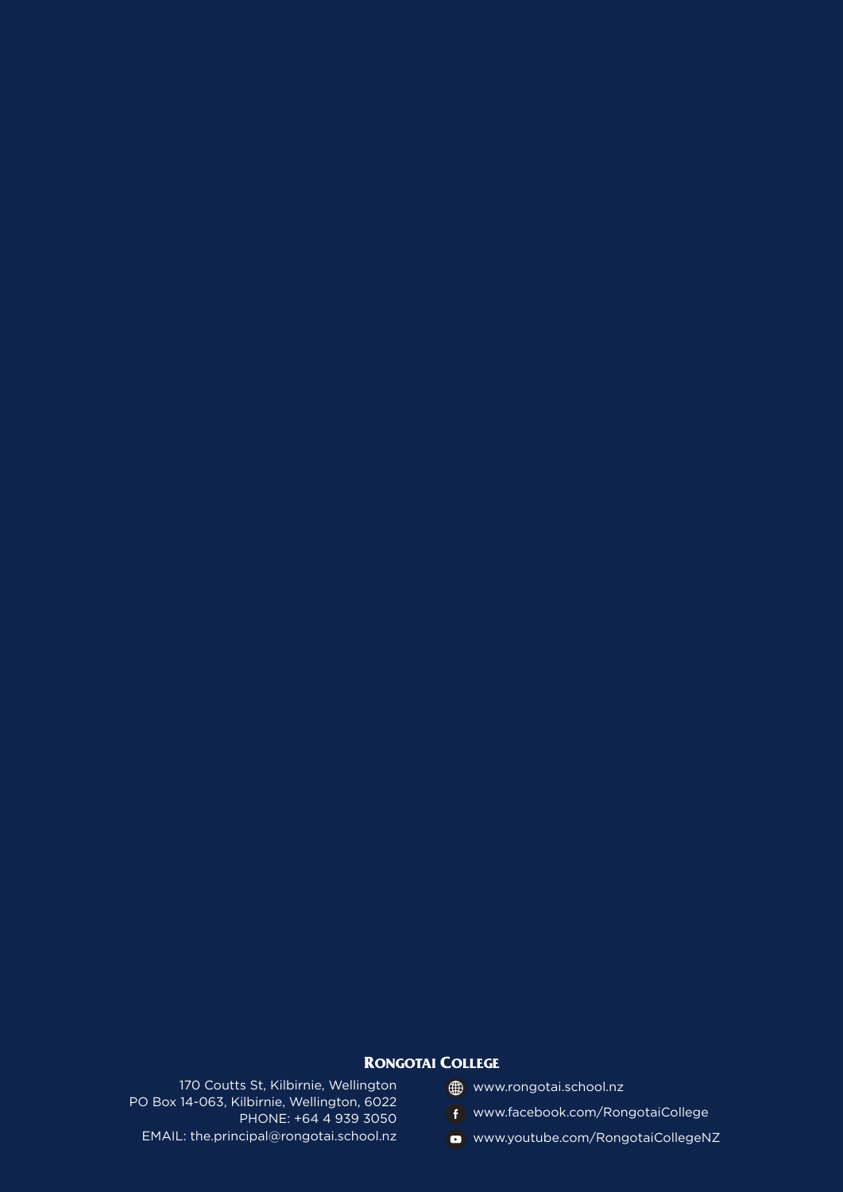**Rongotai College**

170 Coutts St, Kilbirnie, Wellington
PO Box 14-063, Kilbirnie, Wellington, 6022
PHONE: +64 4 939 3050
EMAIL: the.principal@rongotai.school.nz

www.rongotai.school.nz
www.facebook.com/RongotaiCollege
www.youtube.com/RongotaiCollegeNZ